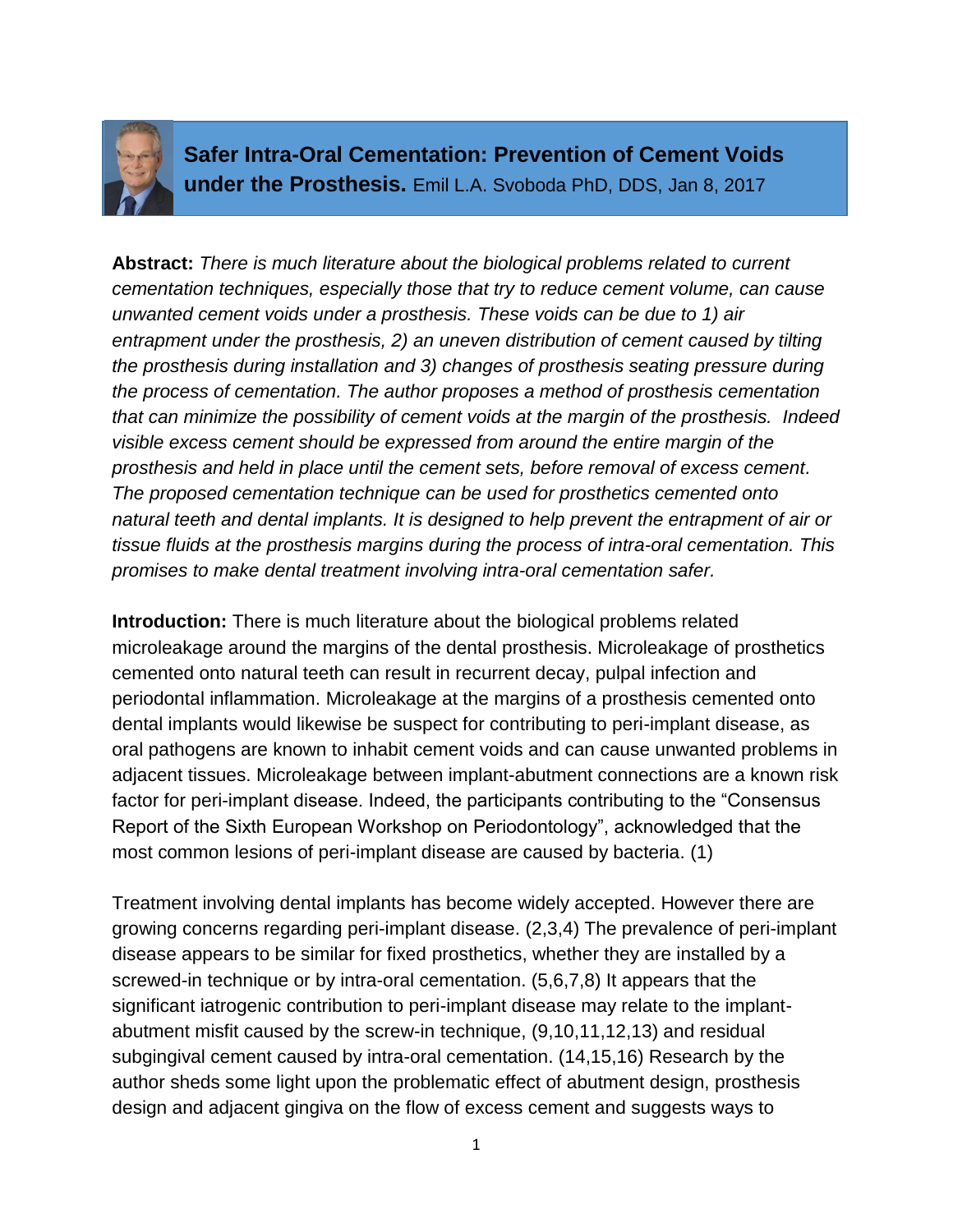# Safer Intra-Oral Cementation: Prevention of Cement Voids under the Prosthesis.

Emil L.A. Svoboda PhD, DDS, Jan 8, 2017

**Abstract:** *There is much literature about the biological problems related to current cementation techniques, especially those that try to reduce cement volume, can cause unwanted cement voids under a prosthesis. These voids can be due to 1) air entrapment under the prosthesis, 2) an uneven distribution of cement caused by tilting the prosthesis during installation and 3) changes of prosthesis seating pressure during the process of cementation. The author proposes a method of prosthesis cementation that can minimize the possibility of cement voids at the margin of the prosthesis. Indeed visible excess cement should be expressed from around the entire margin of the prosthesis and held in place until the cement sets, before removal of excess cement. The proposed cementation technique can be used for prosthetics cemented onto natural teeth and dental implants. It is designed to help prevent the entrapment of air or tissue fluids at the prosthesis margins during the process of intra-oral cementation. This promises to make dental treatment involving intra-oral cementation safer.*

**Introduction:** There is much literature about the biological problems related microleakage around the margins of the dental prosthesis. Microleakage of prosthetics cemented onto natural teeth can result in recurrent decay, pulpal infection and periodontal inflammation. Microleakage at the margins of a prosthesis cemented onto dental implants would likewise be suspect for contributing to peri-implant disease, as oral pathogens are known to inhabit cement voids and can cause unwanted problems in adjacent tissues. Microleakage between implant-abutment connections are a known risk factor for peri-implant disease. Indeed, the participants contributing to the "Consensus Report of the Sixth European Workshop on Periodontology", acknowledged that the most common lesions of peri-implant disease are caused by bacteria. (1)

Treatment involving dental implants has become widely accepted. However there are growing concerns regarding peri-implant disease. (2,3,4) The prevalence of peri-implant disease appears to be similar for fixed prosthetics, whether they are installed by a screwed-in technique or by intra-oral cementation. (5,6,7,8) It appears that the significant iatrogenic contribution to peri-implant disease may relate to the implant-abutment misfit caused by the screw-in technique, (9,10,11,12,13) and residual subgingival cement caused by intra-oral cementation. (14,15,16) Research by the author sheds some light upon the problematic effect of abutment design, prosthesis design and adjacent gingiva on the flow of excess cement and suggests ways to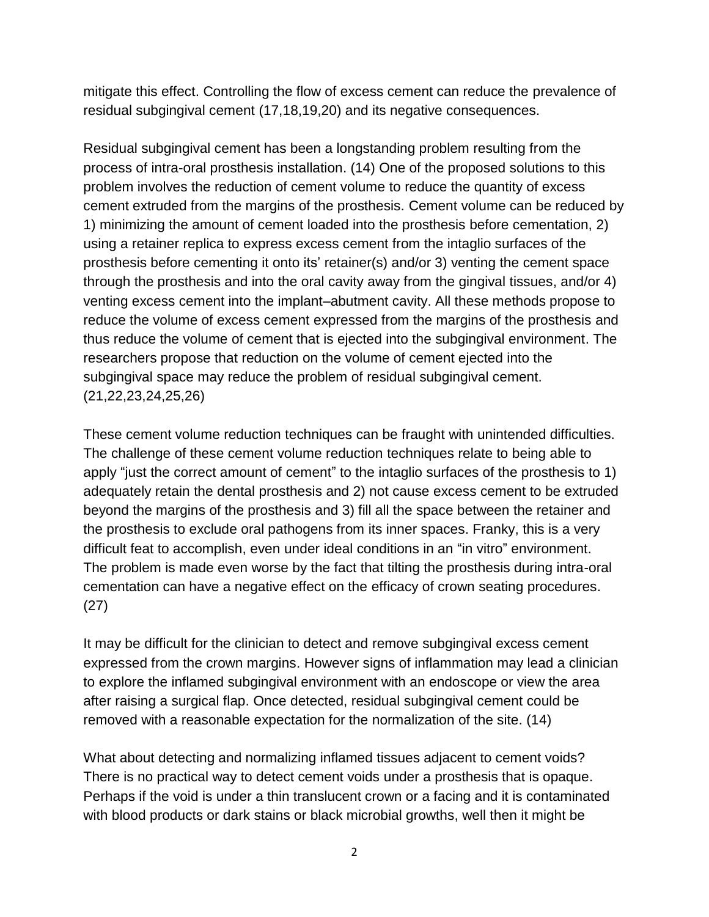mitigate this effect. Controlling the flow of excess cement can reduce the prevalence of residual subgingival cement (17,18,19,20) and its negative consequences.

Residual subgingival cement has been a longstanding problem resulting from the process of intra-oral prosthesis installation. (14) One of the proposed solutions to this problem involves the reduction of cement volume to reduce the quantity of excess cement extruded from the margins of the prosthesis. Cement volume can be reduced by 1) minimizing the amount of cement loaded into the prosthesis before cementation, 2) using a retainer replica to express excess cement from the intaglio surfaces of the prosthesis before cementing it onto its' retainer(s) and/or 3) venting the cement space through the prosthesis and into the oral cavity away from the gingival tissues, and/or 4) venting excess cement into the implant–abutment cavity. All these methods propose to reduce the volume of excess cement expressed from the margins of the prosthesis and thus reduce the volume of cement that is ejected into the subgingival environment. The researchers propose that reduction on the volume of cement ejected into the subgingival space may reduce the problem of residual subgingival cement. (21,22,23,24,25,26)

These cement volume reduction techniques can be fraught with unintended difficulties. The challenge of these cement volume reduction techniques relate to being able to apply "just the correct amount of cement" to the intaglio surfaces of the prosthesis to 1) adequately retain the dental prosthesis and 2) not cause excess cement to be extruded beyond the margins of the prosthesis and 3) fill all the space between the retainer and the prosthesis to exclude oral pathogens from its inner spaces. Franky, this is a very difficult feat to accomplish, even under ideal conditions in an "in vitro" environment. The problem is made even worse by the fact that tilting the prosthesis during intra-oral cementation can have a negative effect on the efficacy of crown seating procedures. (27)

It may be difficult for the clinician to detect and remove subgingival excess cement expressed from the crown margins. However signs of inflammation may lead a clinician to explore the inflamed subgingival environment with an endoscope or view the area after raising a surgical flap. Once detected, residual subgingival cement could be removed with a reasonable expectation for the normalization of the site. (14)

What about detecting and normalizing inflamed tissues adjacent to cement voids? There is no practical way to detect cement voids under a prosthesis that is opaque. Perhaps if the void is under a thin translucent crown or a facing and it is contaminated with blood products or dark stains or black microbial growths, well then it might be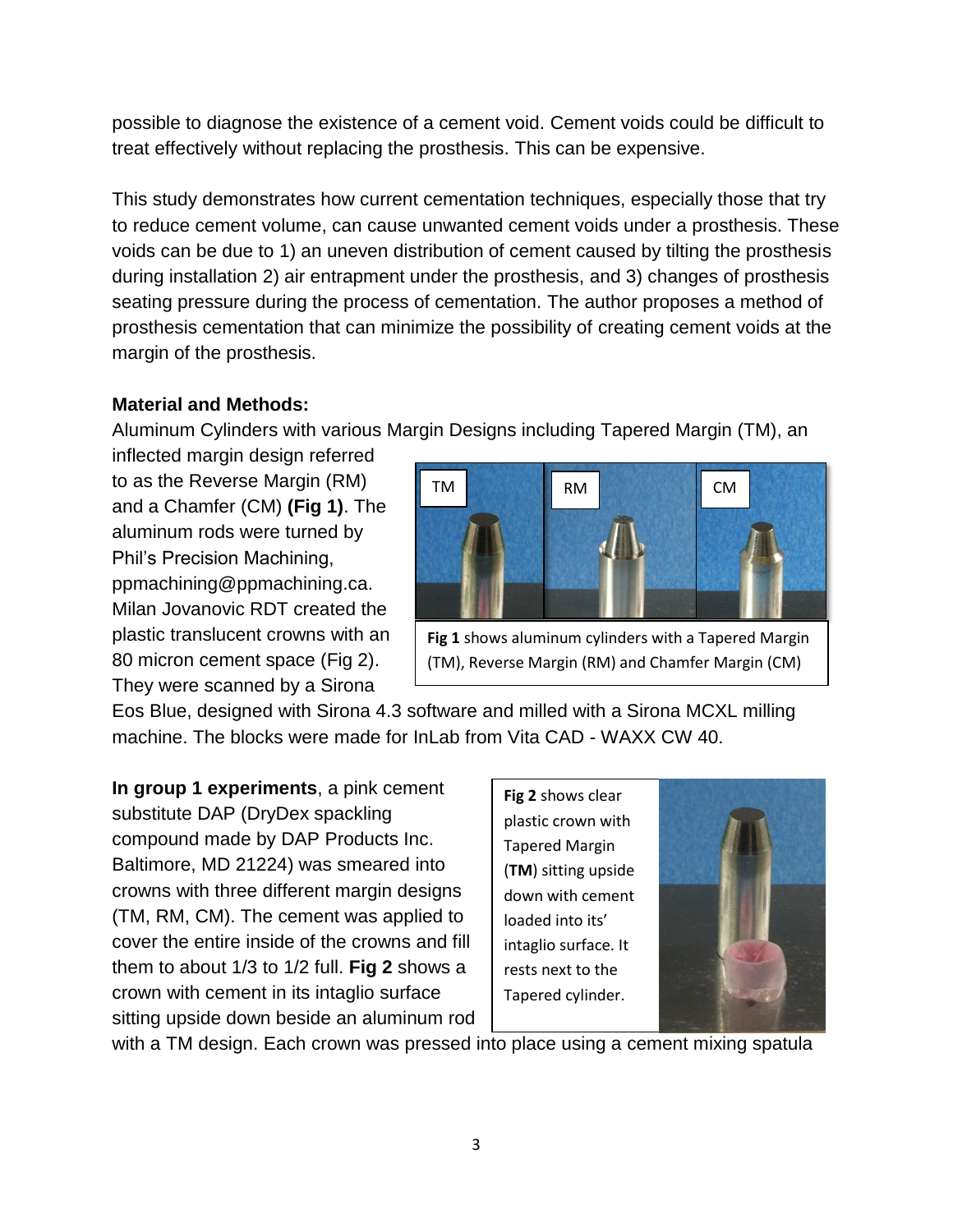possible to diagnose the existence of a cement void. Cement voids could be difficult to treat effectively without replacing the prosthesis. This can be expensive.

This study demonstrates how current cementation techniques, especially those that try to reduce cement volume, can cause unwanted cement voids under a prosthesis. These voids can be due to 1) an uneven distribution of cement caused by tilting the prosthesis during installation 2) air entrapment under the prosthesis, and 3) changes of prosthesis seating pressure during the process of cementation. The author proposes a method of prosthesis cementation that can minimize the possibility of creating cement voids at the margin of the prosthesis.

**Material and Methods:**

Aluminum Cylinders with various Margin Designs including Tapered Margin (TM), an inflected margin design referred to as the Reverse Margin (RM) and a Chamfer (CM) **(Fig 1)**. The aluminum rods were turned by Phil's Precision Machining, ppmachining@ppmachining.ca. Milan Jovanovic RDT created the plastic translucent crowns with an 80 micron cement space (Fig 2). They were scanned by a Sirona Eos Blue, designed with Sirona 4.3 software and milled with a Sirona MCXL milling machine. The blocks were made for InLab from Vita CAD - WAXX CW 40.

**Fig 1** shows aluminum cylinders with a Tapered Margin (TM), Reverse Margin (RM) and Chamfer Margin (CM)

**In group 1 experiments**, a pink cement substitute DAP (DryDex spackling compound made by DAP Products Inc. Baltimore, MD 21224) was smeared into crowns with three different margin designs (TM, RM, CM). The cement was applied to cover the entire inside of the crowns and fill them to about 1/3 to 1/2 full. **Fig 2** shows a crown with cement in its intaglio surface sitting upside down beside an aluminum rod with a TM design. Each crown was pressed into place using a cement mixing spatula

**Fig 2** shows clear plastic crown with Tapered Margin (**TM**) sitting upside down with cement loaded into its' intaglio surface. It rests next to the Tapered cylinder.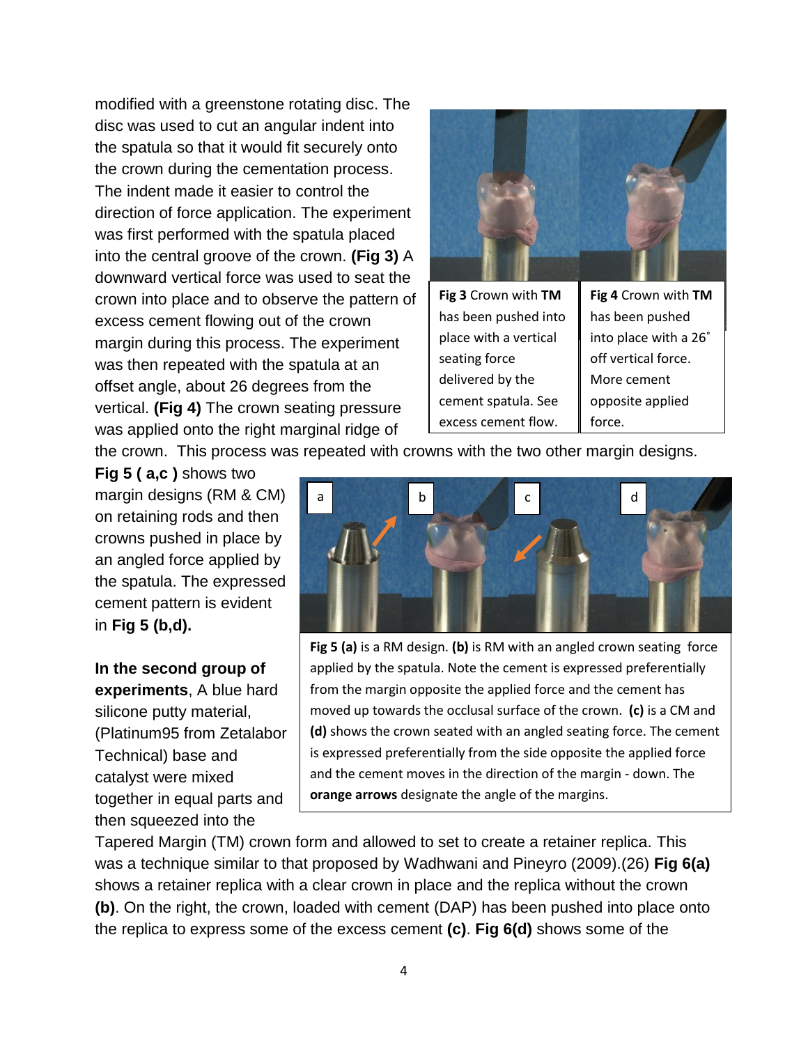modified with a greenstone rotating disc. The disc was used to cut an angular indent into the spatula so that it would fit securely onto the crown during the cementation process. The indent made it easier to control the direction of force application. The experiment was first performed with the spatula placed into the central groove of the crown. **(Fig 3)** A downward vertical force was used to seat the crown into place and to observe the pattern of excess cement flowing out of the crown margin during this process. The experiment was then repeated with the spatula at an offset angle, about 26 degrees from the vertical. **(Fig 4)** The crown seating pressure was applied onto the right marginal ridge of the crown. This process was repeated with crowns with the two other margin designs.

**Fig 3** Crown with **TM** has been pushed into place with a vertical seating force delivered by the cement spatula. See excess cement flow.

**Fig 4** Crown with **TM** has been pushed into place with a 26˚ off vertical force. More cement opposite applied force.

**Fig 5 ( a,c )** shows two margin designs (RM & CM) on retaining rods and then crowns pushed in place by an angled force applied by the spatula. The expressed cement pattern is evident in **Fig 5 (b,d).**

**Fig 5 (a)** is a RM design. **(b)** is RM with an angled crown seating force applied by the spatula. Note the cement is expressed preferentially from the margin opposite the applied force and the cement has moved up towards the occlusal surface of the crown. **(c)** is a CM and **(d)** shows the crown seated with an angled seating force. The cement is expressed preferentially from the side opposite the applied force and the cement moves in the direction of the margin - down. The **orange arrows** designate the angle of the margins.

**In the second group of experiments**, A blue hard silicone putty material, (Platinum95 from Zetalabor Technical) base and catalyst were mixed together in equal parts and then squeezed into the Tapered Margin (TM) crown form and allowed to set to create a retainer replica. This was a technique similar to that proposed by Wadhwani and Pineyro (2009).(26) **Fig 6(a)** shows a retainer replica with a clear crown in place and the replica without the crown **(b)**. On the right, the crown, loaded with cement (DAP) has been pushed into place onto the replica to express some of the excess cement **(c)**. **Fig 6(d)** shows some of the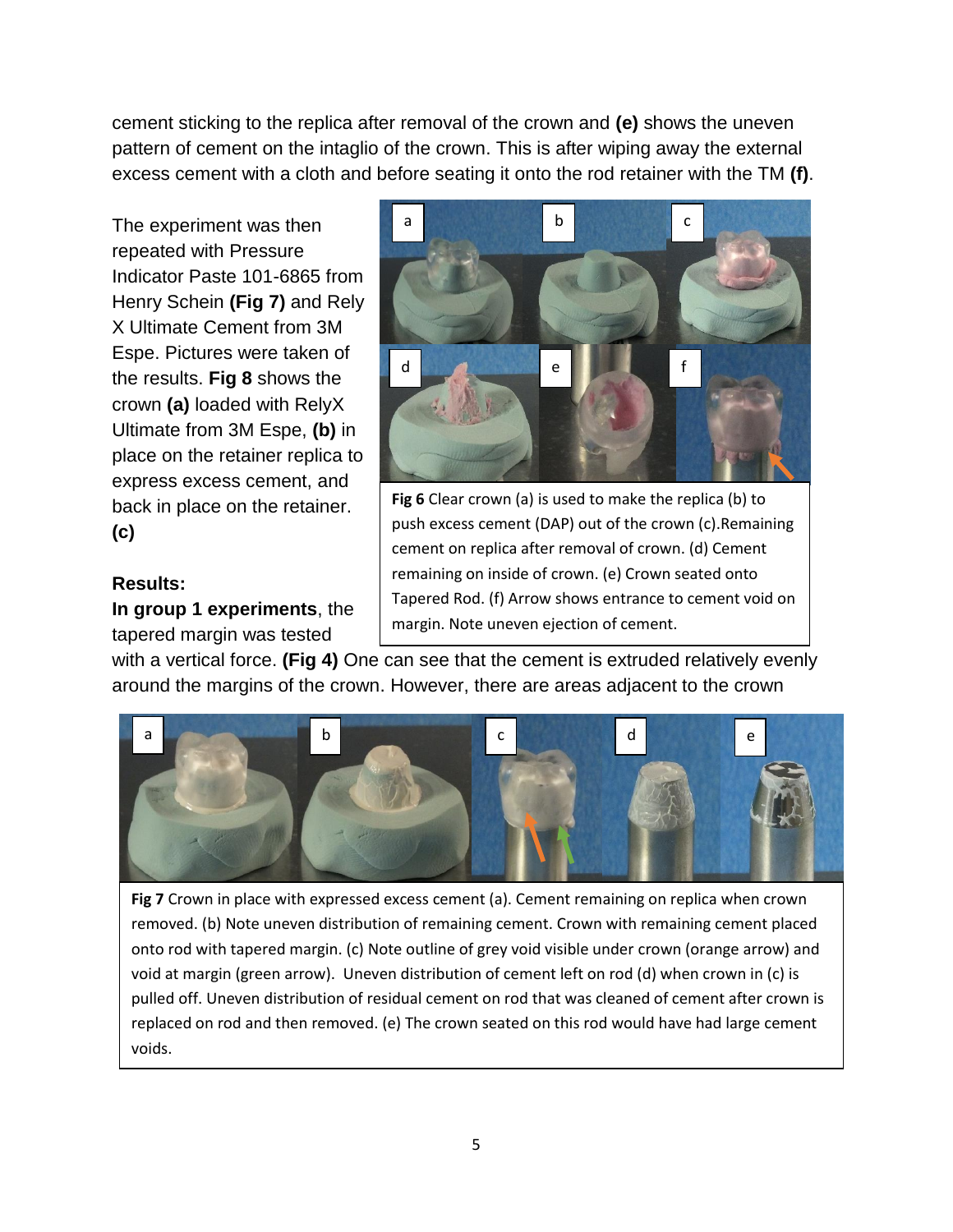cement sticking to the replica after removal of the crown and **(e)** shows the uneven pattern of cement on the intaglio of the crown. This is after wiping away the external excess cement with a cloth and before seating it onto the rod retainer with the TM **(f)**.

The experiment was then repeated with Pressure Indicator Paste 101-6865 from Henry Schein **(Fig 7)** and Rely X Ultimate Cement from 3M Espe. Pictures were taken of the results. **Fig 8** shows the crown **(a)** loaded with RelyX Ultimate from 3M Espe, **(b)** in place on the retainer replica to express excess cement, and back in place on the retainer. **(c)**

**Fig 6** Clear crown (a) is used to make the replica (b) to push excess cement (DAP) out of the crown (c).Remaining cement on replica after removal of crown. (d) Cement remaining on inside of crown. (e) Crown seated onto Tapered Rod. (f) Arrow shows entrance to cement void on margin. Note uneven ejection of cement.

**Results:**

**In group 1 experiments**, the tapered margin was tested with a vertical force. **(Fig 4)** One can see that the cement is extruded relatively evenly around the margins of the crown. However, there are areas adjacent to the crown

**Fig 7** Crown in place with expressed excess cement (a). Cement remaining on replica when crown removed. (b) Note uneven distribution of remaining cement. Crown with remaining cement placed onto rod with tapered margin. (c) Note outline of grey void visible under crown (orange arrow) and void at margin (green arrow). Uneven distribution of cement left on rod (d) when crown in (c) is pulled off. Uneven distribution of residual cement on rod that was cleaned of cement after crown is replaced on rod and then removed. (e) The crown seated on this rod would have had large cement voids.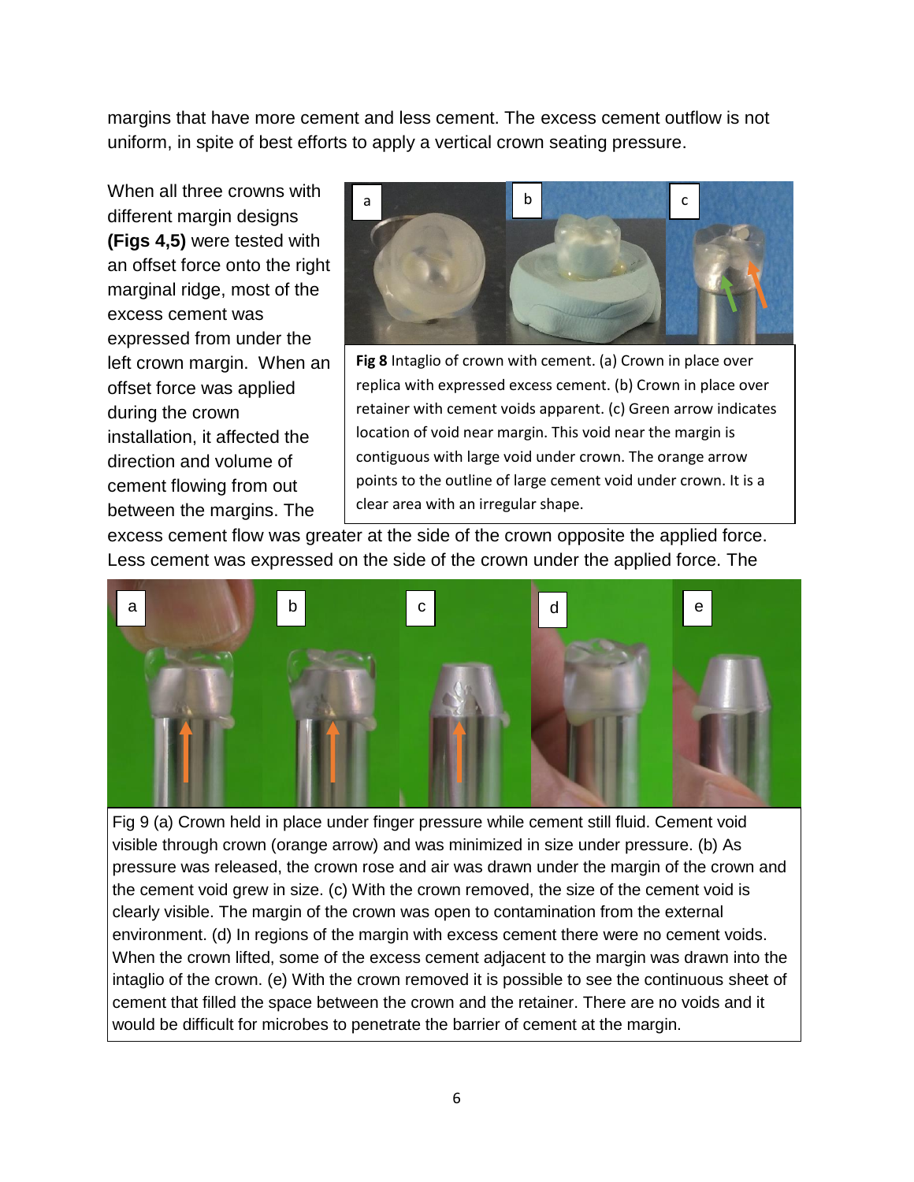margins that have more cement and less cement. The excess cement outflow is not uniform, in spite of best efforts to apply a vertical crown seating pressure.

When all three crowns with different margin designs **(Figs 4,5)** were tested with an offset force onto the right marginal ridge, most of the excess cement was expressed from under the left crown margin. When an offset force was applied during the crown installation, it affected the direction and volume of cement flowing from out between the margins. The excess cement flow was greater at the side of the crown opposite the applied force. Less cement was expressed on the side of the crown under the applied force. The

**Fig 8** Intaglio of crown with cement. (a) Crown in place over replica with expressed excess cement. (b) Crown in place over retainer with cement voids apparent. (c) Green arrow indicates location of void near margin. This void near the margin is contiguous with large void under crown. The orange arrow points to the outline of large cement void under crown. It is a clear area with an irregular shape.

Fig 9 (a) Crown held in place under finger pressure while cement still fluid. Cement void visible through crown (orange arrow) and was minimized in size under pressure. (b) As pressure was released, the crown rose and air was drawn under the margin of the crown and the cement void grew in size. (c) With the crown removed, the size of the cement void is clearly visible. The margin of the crown was open to contamination from the external environment. (d) In regions of the margin with excess cement there were no cement voids. When the crown lifted, some of the excess cement adjacent to the margin was drawn into the intaglio of the crown. (e) With the crown removed it is possible to see the continuous sheet of cement that filled the space between the crown and the retainer. There are no voids and it would be difficult for microbes to penetrate the barrier of cement at the margin.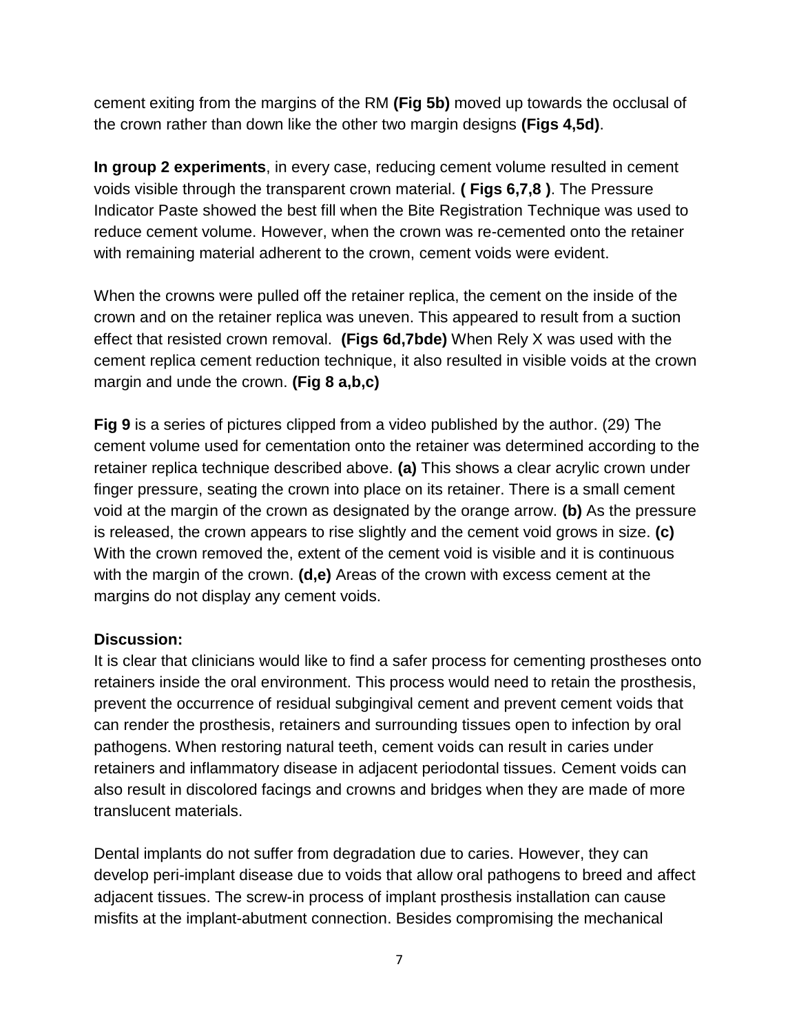cement exiting from the margins of the RM **(Fig 5b)** moved up towards the occlusal of the crown rather than down like the other two margin designs **(Figs 4,5d)**.

**In group 2 experiments**, in every case, reducing cement volume resulted in cement voids visible through the transparent crown material. **( Figs 6,7,8 )**. The Pressure Indicator Paste showed the best fill when the Bite Registration Technique was used to reduce cement volume. However, when the crown was re-cemented onto the retainer with remaining material adherent to the crown, cement voids were evident.

When the crowns were pulled off the retainer replica, the cement on the inside of the crown and on the retainer replica was uneven. This appeared to result from a suction effect that resisted crown removal. **(Figs 6d,7bde)** When Rely X was used with the cement replica cement reduction technique, it also resulted in visible voids at the crown margin and unde the crown. **(Fig 8 a,b,c)**

**Fig 9** is a series of pictures clipped from a video published by the author. (29) The cement volume used for cementation onto the retainer was determined according to the retainer replica technique described above. **(a)** This shows a clear acrylic crown under finger pressure, seating the crown into place on its retainer. There is a small cement void at the margin of the crown as designated by the orange arrow. **(b)** As the pressure is released, the crown appears to rise slightly and the cement void grows in size. **(c)** With the crown removed the, extent of the cement void is visible and it is continuous with the margin of the crown. **(d,e)** Areas of the crown with excess cement at the margins do not display any cement voids.

**Discussion:**

It is clear that clinicians would like to find a safer process for cementing prostheses onto retainers inside the oral environment. This process would need to retain the prosthesis, prevent the occurrence of residual subgingival cement and prevent cement voids that can render the prosthesis, retainers and surrounding tissues open to infection by oral pathogens. When restoring natural teeth, cement voids can result in caries under retainers and inflammatory disease in adjacent periodontal tissues. Cement voids can also result in discolored facings and crowns and bridges when they are made of more translucent materials.

Dental implants do not suffer from degradation due to caries. However, they can develop peri-implant disease due to voids that allow oral pathogens to breed and affect adjacent tissues. The screw-in process of implant prosthesis installation can cause misfits at the implant-abutment connection. Besides compromising the mechanical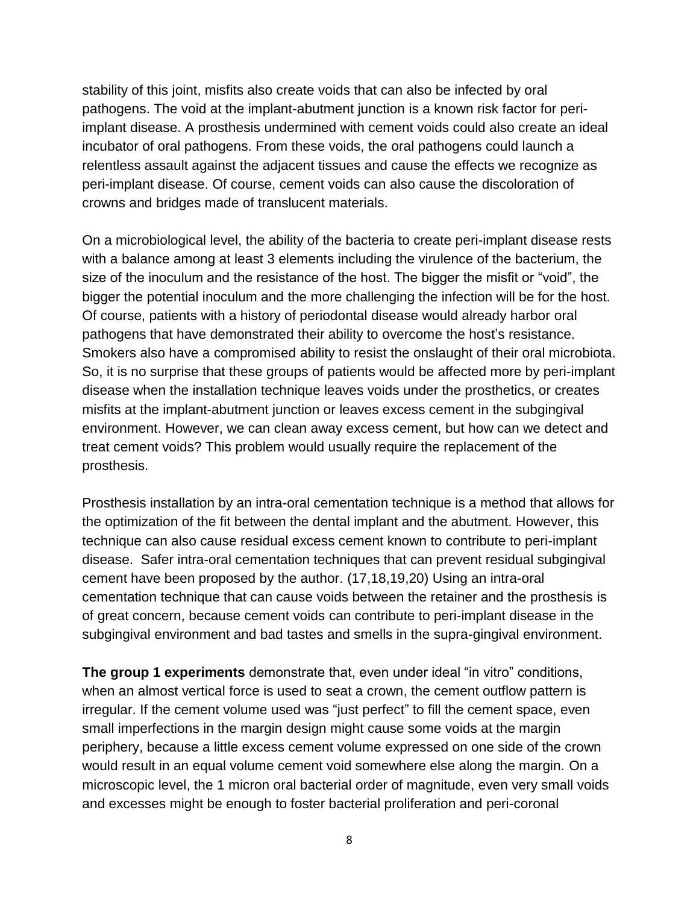stability of this joint, misfits also create voids that can also be infected by oral pathogens. The void at the implant-abutment junction is a known risk factor for peri-implant disease. A prosthesis undermined with cement voids could also create an ideal incubator of oral pathogens. From these voids, the oral pathogens could launch a relentless assault against the adjacent tissues and cause the effects we recognize as peri-implant disease. Of course, cement voids can also cause the discoloration of crowns and bridges made of translucent materials.

On a microbiological level, the ability of the bacteria to create peri-implant disease rests with a balance among at least 3 elements including the virulence of the bacterium, the size of the inoculum and the resistance of the host. The bigger the misfit or "void", the bigger the potential inoculum and the more challenging the infection will be for the host. Of course, patients with a history of periodontal disease would already harbor oral pathogens that have demonstrated their ability to overcome the host's resistance. Smokers also have a compromised ability to resist the onslaught of their oral microbiota. So, it is no surprise that these groups of patients would be affected more by peri-implant disease when the installation technique leaves voids under the prosthetics, or creates misfits at the implant-abutment junction or leaves excess cement in the subgingival environment. However, we can clean away excess cement, but how can we detect and treat cement voids? This problem would usually require the replacement of the prosthesis.

Prosthesis installation by an intra-oral cementation technique is a method that allows for the optimization of the fit between the dental implant and the abutment. However, this technique can also cause residual excess cement known to contribute to peri-implant disease. Safer intra-oral cementation techniques that can prevent residual subgingival cement have been proposed by the author. (17,18,19,20) Using an intra-oral cementation technique that can cause voids between the retainer and the prosthesis is of great concern, because cement voids can contribute to peri-implant disease in the subgingival environment and bad tastes and smells in the supra-gingival environment.

**The group 1 experiments** demonstrate that, even under ideal "in vitro" conditions, when an almost vertical force is used to seat a crown, the cement outflow pattern is irregular. If the cement volume used was "just perfect" to fill the cement space, even small imperfections in the margin design might cause some voids at the margin periphery, because a little excess cement volume expressed on one side of the crown would result in an equal volume cement void somewhere else along the margin. On a microscopic level, the 1 micron oral bacterial order of magnitude, even very small voids and excesses might be enough to foster bacterial proliferation and peri-coronal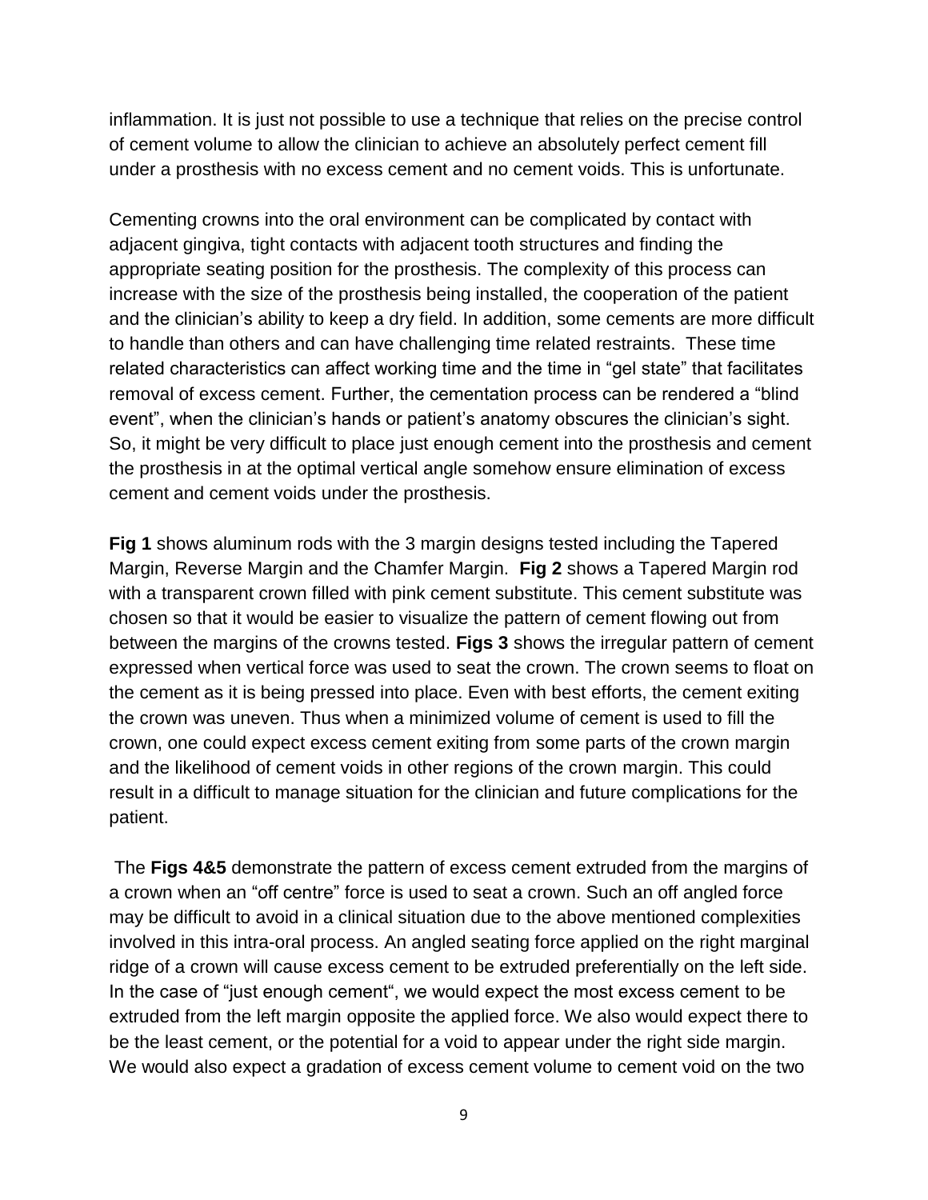inflammation. It is just not possible to use a technique that relies on the precise control of cement volume to allow the clinician to achieve an absolutely perfect cement fill under a prosthesis with no excess cement and no cement voids. This is unfortunate.

Cementing crowns into the oral environment can be complicated by contact with adjacent gingiva, tight contacts with adjacent tooth structures and finding the appropriate seating position for the prosthesis. The complexity of this process can increase with the size of the prosthesis being installed, the cooperation of the patient and the clinician's ability to keep a dry field. In addition, some cements are more difficult to handle than others and can have challenging time related restraints. These time related characteristics can affect working time and the time in "gel state" that facilitates removal of excess cement. Further, the cementation process can be rendered a "blind event", when the clinician's hands or patient's anatomy obscures the clinician's sight. So, it might be very difficult to place just enough cement into the prosthesis and cement the prosthesis in at the optimal vertical angle somehow ensure elimination of excess cement and cement voids under the prosthesis.

**Fig 1** shows aluminum rods with the 3 margin designs tested including the Tapered Margin, Reverse Margin and the Chamfer Margin. **Fig 2** shows a Tapered Margin rod with a transparent crown filled with pink cement substitute. This cement substitute was chosen so that it would be easier to visualize the pattern of cement flowing out from between the margins of the crowns tested. **Figs 3** shows the irregular pattern of cement expressed when vertical force was used to seat the crown. The crown seems to float on the cement as it is being pressed into place. Even with best efforts, the cement exiting the crown was uneven. Thus when a minimized volume of cement is used to fill the crown, one could expect excess cement exiting from some parts of the crown margin and the likelihood of cement voids in other regions of the crown margin. This could result in a difficult to manage situation for the clinician and future complications for the patient.

The **Figs 4&5** demonstrate the pattern of excess cement extruded from the margins of a crown when an "off centre" force is used to seat a crown. Such an off angled force may be difficult to avoid in a clinical situation due to the above mentioned complexities involved in this intra-oral process. An angled seating force applied on the right marginal ridge of a crown will cause excess cement to be extruded preferentially on the left side. In the case of "just enough cement", we would expect the most excess cement to be extruded from the left margin opposite the applied force. We also would expect there to be the least cement, or the potential for a void to appear under the right side margin. We would also expect a gradation of excess cement volume to cement void on the two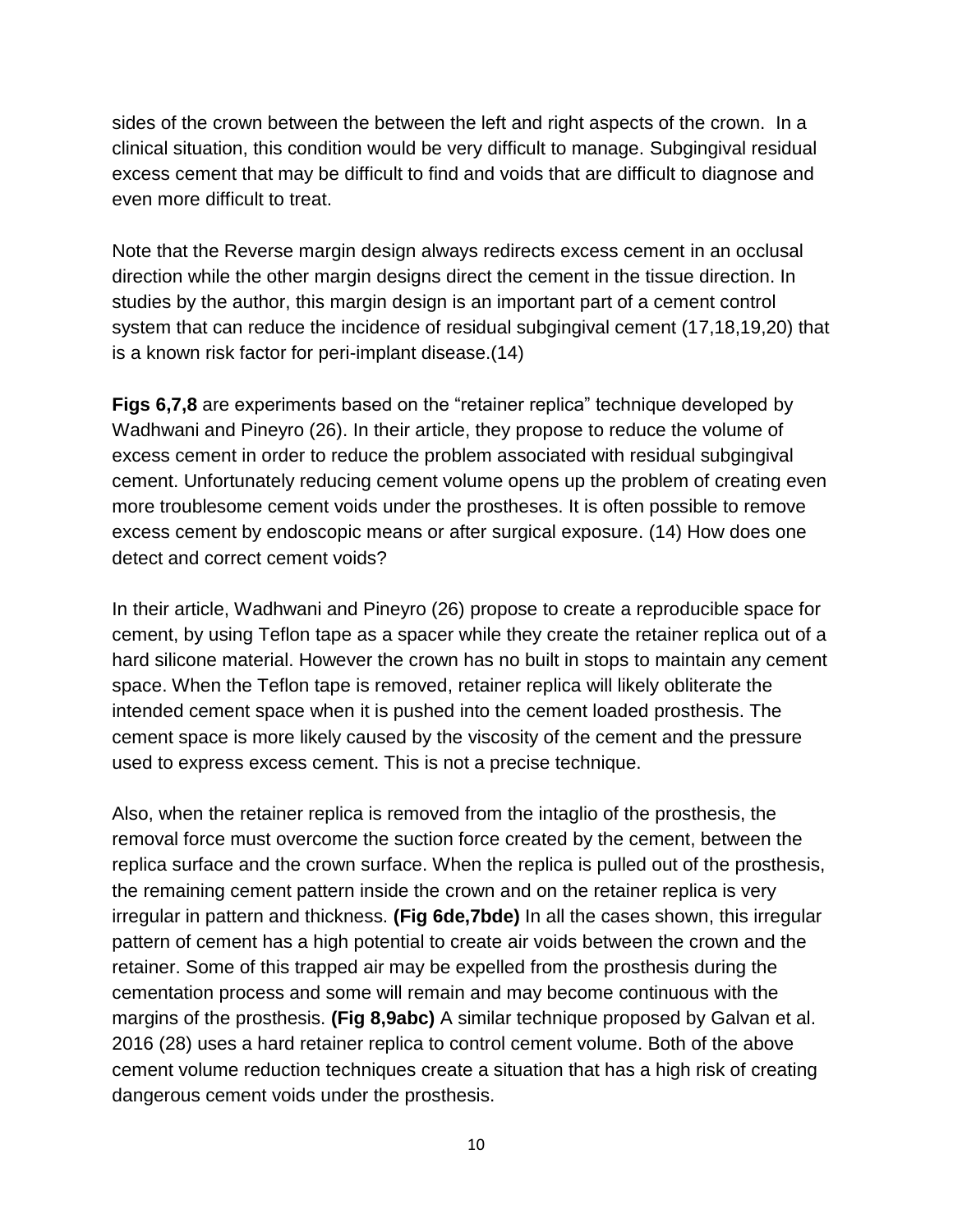sides of the crown between the between the left and right aspects of the crown. In a clinical situation, this condition would be very difficult to manage. Subgingival residual excess cement that may be difficult to find and voids that are difficult to diagnose and even more difficult to treat.

Note that the Reverse margin design always redirects excess cement in an occlusal direction while the other margin designs direct the cement in the tissue direction. In studies by the author, this margin design is an important part of a cement control system that can reduce the incidence of residual subgingival cement (17,18,19,20) that is a known risk factor for peri-implant disease.(14)

**Figs 6,7,8** are experiments based on the "retainer replica" technique developed by Wadhwani and Pineyro (26). In their article, they propose to reduce the volume of excess cement in order to reduce the problem associated with residual subgingival cement. Unfortunately reducing cement volume opens up the problem of creating even more troublesome cement voids under the prostheses. It is often possible to remove excess cement by endoscopic means or after surgical exposure. (14) How does one detect and correct cement voids?

In their article, Wadhwani and Pineyro (26) propose to create a reproducible space for cement, by using Teflon tape as a spacer while they create the retainer replica out of a hard silicone material. However the crown has no built in stops to maintain any cement space. When the Teflon tape is removed, retainer replica will likely obliterate the intended cement space when it is pushed into the cement loaded prosthesis. The cement space is more likely caused by the viscosity of the cement and the pressure used to express excess cement. This is not a precise technique.

Also, when the retainer replica is removed from the intaglio of the prosthesis, the removal force must overcome the suction force created by the cement, between the replica surface and the crown surface. When the replica is pulled out of the prosthesis, the remaining cement pattern inside the crown and on the retainer replica is very irregular in pattern and thickness. **(Fig 6de,7bde)** In all the cases shown, this irregular pattern of cement has a high potential to create air voids between the crown and the retainer. Some of this trapped air may be expelled from the prosthesis during the cementation process and some will remain and may become continuous with the margins of the prosthesis. **(Fig 8,9abc)** A similar technique proposed by Galvan et al. 2016 (28) uses a hard retainer replica to control cement volume. Both of the above cement volume reduction techniques create a situation that has a high risk of creating dangerous cement voids under the prosthesis.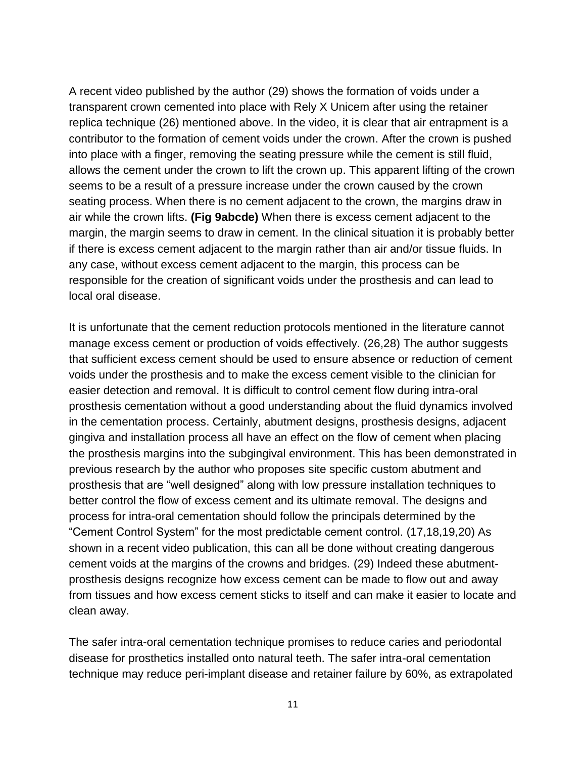A recent video published by the author (29) shows the formation of voids under a transparent crown cemented into place with Rely X Unicem after using the retainer replica technique (26) mentioned above. In the video, it is clear that air entrapment is a contributor to the formation of cement voids under the crown. After the crown is pushed into place with a finger, removing the seating pressure while the cement is still fluid, allows the cement under the crown to lift the crown up. This apparent lifting of the crown seems to be a result of a pressure increase under the crown caused by the crown seating process. When there is no cement adjacent to the crown, the margins draw in air while the crown lifts. **(Fig 9abcde)** When there is excess cement adjacent to the margin, the margin seems to draw in cement. In the clinical situation it is probably better if there is excess cement adjacent to the margin rather than air and/or tissue fluids. In any case, without excess cement adjacent to the margin, this process can be responsible for the creation of significant voids under the prosthesis and can lead to local oral disease.

It is unfortunate that the cement reduction protocols mentioned in the literature cannot manage excess cement or production of voids effectively. (26,28) The author suggests that sufficient excess cement should be used to ensure absence or reduction of cement voids under the prosthesis and to make the excess cement visible to the clinician for easier detection and removal. It is difficult to control cement flow during intra-oral prosthesis cementation without a good understanding about the fluid dynamics involved in the cementation process. Certainly, abutment designs, prosthesis designs, adjacent gingiva and installation process all have an effect on the flow of cement when placing the prosthesis margins into the subgingival environment. This has been demonstrated in previous research by the author who proposes site specific custom abutment and prosthesis that are "well designed" along with low pressure installation techniques to better control the flow of excess cement and its ultimate removal. The designs and process for intra-oral cementation should follow the principals determined by the "Cement Control System" for the most predictable cement control. (17,18,19,20) As shown in a recent video publication, this can all be done without creating dangerous cement voids at the margins of the crowns and bridges. (29) Indeed these abutment-prosthesis designs recognize how excess cement can be made to flow out and away from tissues and how excess cement sticks to itself and can make it easier to locate and clean away.

The safer intra-oral cementation technique promises to reduce caries and periodontal disease for prosthetics installed onto natural teeth. The safer intra-oral cementation technique may reduce peri-implant disease and retainer failure by 60%, as extrapolated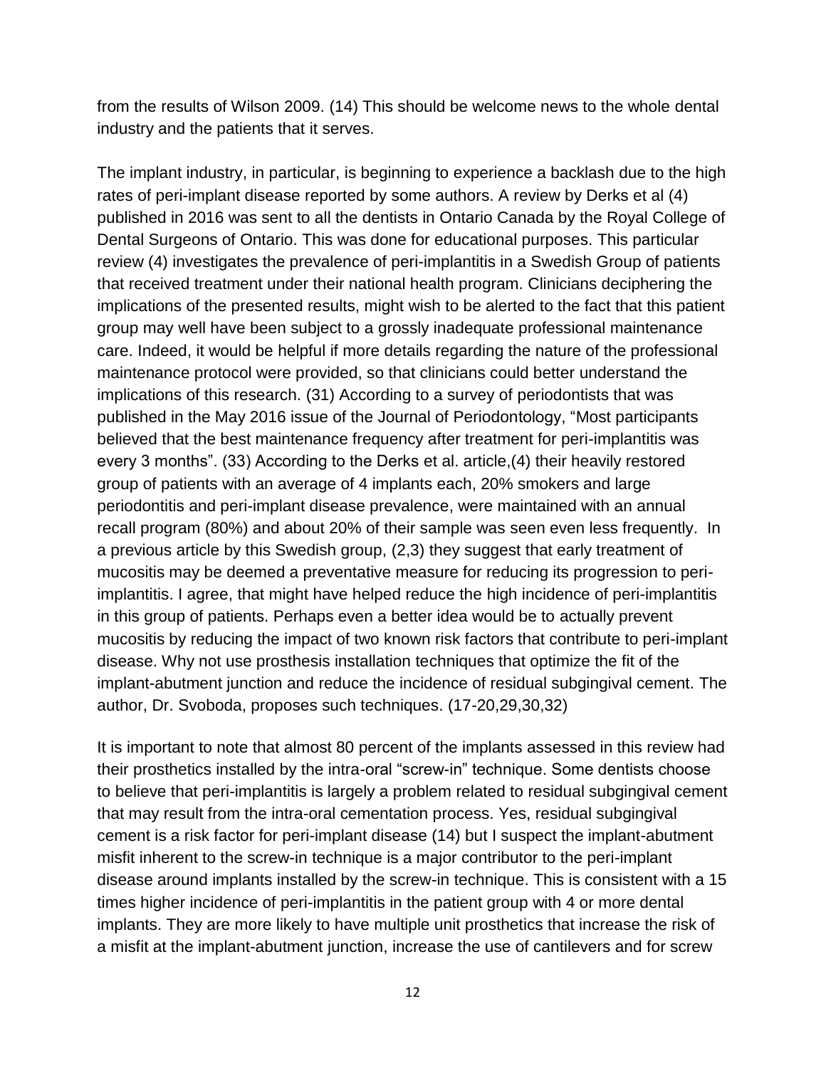from the results of Wilson 2009. (14) This should be welcome news to the whole dental industry and the patients that it serves.

The implant industry, in particular, is beginning to experience a backlash due to the high rates of peri-implant disease reported by some authors. A review by Derks et al (4) published in 2016 was sent to all the dentists in Ontario Canada by the Royal College of Dental Surgeons of Ontario. This was done for educational purposes. This particular review (4) investigates the prevalence of peri-implantitis in a Swedish Group of patients that received treatment under their national health program. Clinicians deciphering the implications of the presented results, might wish to be alerted to the fact that this patient group may well have been subject to a grossly inadequate professional maintenance care. Indeed, it would be helpful if more details regarding the nature of the professional maintenance protocol were provided, so that clinicians could better understand the implications of this research. (31) According to a survey of periodontists that was published in the May 2016 issue of the Journal of Periodontology, "Most participants believed that the best maintenance frequency after treatment for peri-implantitis was every 3 months". (33) According to the Derks et al. article,(4) their heavily restored group of patients with an average of 4 implants each, 20% smokers and large periodontitis and peri-implant disease prevalence, were maintained with an annual recall program (80%) and about 20% of their sample was seen even less frequently. In a previous article by this Swedish group, (2,3) they suggest that early treatment of mucositis may be deemed a preventative measure for reducing its progression to peri-implantitis. I agree, that might have helped reduce the high incidence of peri-implantitis in this group of patients. Perhaps even a better idea would be to actually prevent mucositis by reducing the impact of two known risk factors that contribute to peri-implant disease. Why not use prosthesis installation techniques that optimize the fit of the implant-abutment junction and reduce the incidence of residual subgingival cement. The author, Dr. Svoboda, proposes such techniques. (17-20,29,30,32)

It is important to note that almost 80 percent of the implants assessed in this review had their prosthetics installed by the intra-oral "screw-in" technique. Some dentists choose to believe that peri-implantitis is largely a problem related to residual subgingival cement that may result from the intra-oral cementation process. Yes, residual subgingival cement is a risk factor for peri-implant disease (14) but I suspect the implant-abutment misfit inherent to the screw-in technique is a major contributor to the peri-implant disease around implants installed by the screw-in technique. This is consistent with a 15 times higher incidence of peri-implantitis in the patient group with 4 or more dental implants. They are more likely to have multiple unit prosthetics that increase the risk of a misfit at the implant-abutment junction, increase the use of cantilevers and for screw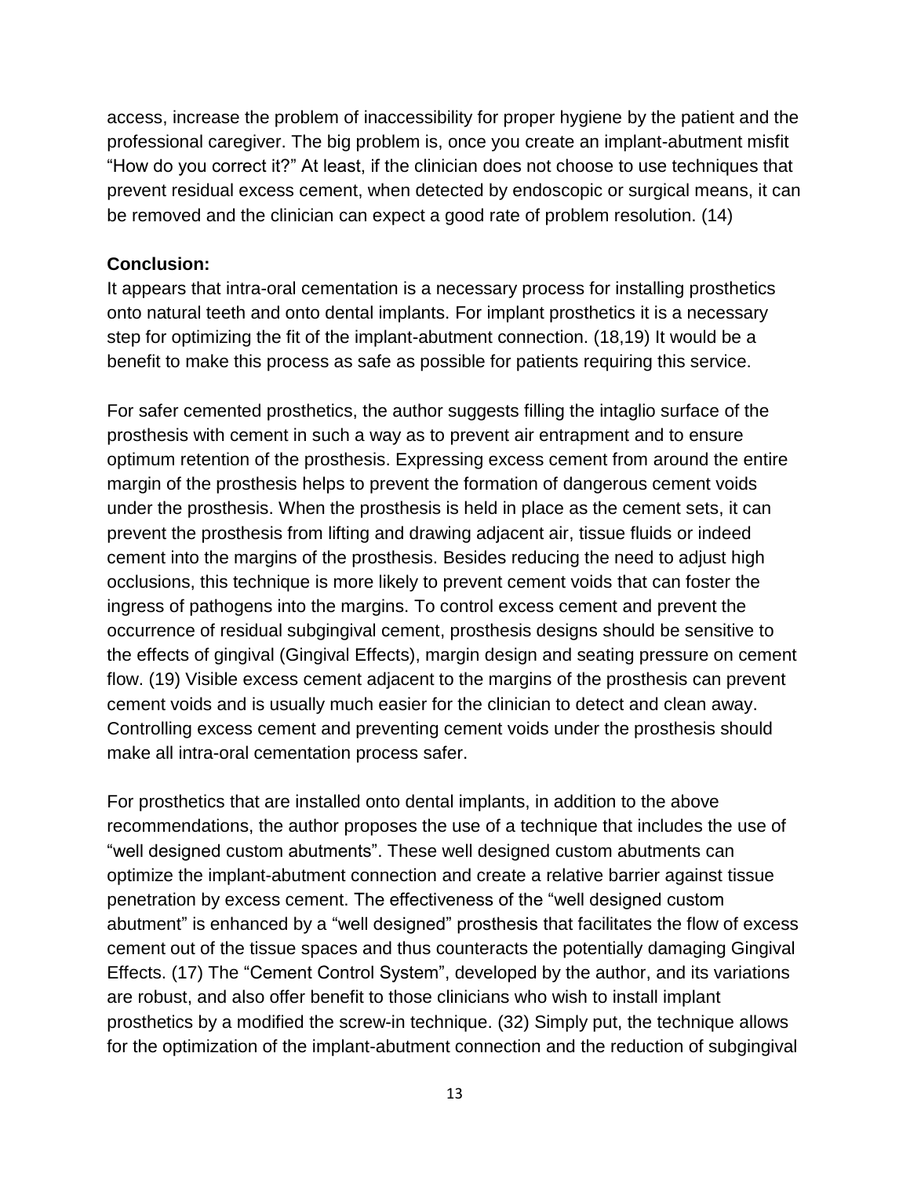access, increase the problem of inaccessibility for proper hygiene by the patient and the professional caregiver. The big problem is, once you create an implant-abutment misfit "How do you correct it?" At least, if the clinician does not choose to use techniques that prevent residual excess cement, when detected by endoscopic or surgical means, it can be removed and the clinician can expect a good rate of problem resolution. (14)

**Conclusion:**

It appears that intra-oral cementation is a necessary process for installing prosthetics onto natural teeth and onto dental implants. For implant prosthetics it is a necessary step for optimizing the fit of the implant-abutment connection. (18,19) It would be a benefit to make this process as safe as possible for patients requiring this service.

For safer cemented prosthetics, the author suggests filling the intaglio surface of the prosthesis with cement in such a way as to prevent air entrapment and to ensure optimum retention of the prosthesis. Expressing excess cement from around the entire margin of the prosthesis helps to prevent the formation of dangerous cement voids under the prosthesis. When the prosthesis is held in place as the cement sets, it can prevent the prosthesis from lifting and drawing adjacent air, tissue fluids or indeed cement into the margins of the prosthesis. Besides reducing the need to adjust high occlusions, this technique is more likely to prevent cement voids that can foster the ingress of pathogens into the margins. To control excess cement and prevent the occurrence of residual subgingival cement, prosthesis designs should be sensitive to the effects of gingival (Gingival Effects), margin design and seating pressure on cement flow. (19) Visible excess cement adjacent to the margins of the prosthesis can prevent cement voids and is usually much easier for the clinician to detect and clean away. Controlling excess cement and preventing cement voids under the prosthesis should make all intra-oral cementation process safer.

For prosthetics that are installed onto dental implants, in addition to the above recommendations, the author proposes the use of a technique that includes the use of "well designed custom abutments". These well designed custom abutments can optimize the implant-abutment connection and create a relative barrier against tissue penetration by excess cement. The effectiveness of the "well designed custom abutment" is enhanced by a "well designed" prosthesis that facilitates the flow of excess cement out of the tissue spaces and thus counteracts the potentially damaging Gingival Effects. (17) The "Cement Control System", developed by the author, and its variations are robust, and also offer benefit to those clinicians who wish to install implant prosthetics by a modified the screw-in technique. (32) Simply put, the technique allows for the optimization of the implant-abutment connection and the reduction of subgingival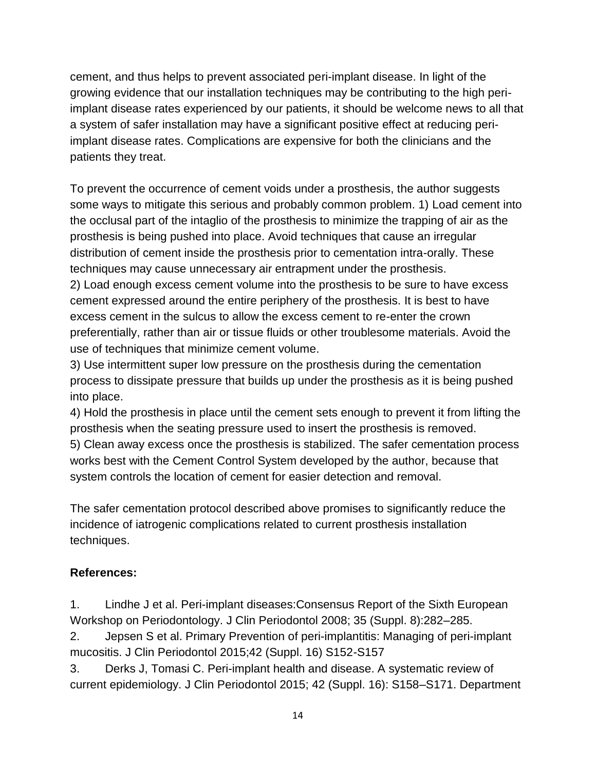cement, and thus helps to prevent associated peri-implant disease. In light of the growing evidence that our installation techniques may be contributing to the high peri-implant disease rates experienced by our patients, it should be welcome news to all that a system of safer installation may have a significant positive effect at reducing peri-implant disease rates. Complications are expensive for both the clinicians and the patients they treat.

To prevent the occurrence of cement voids under a prosthesis, the author suggests some ways to mitigate this serious and probably common problem. 1) Load cement into the occlusal part of the intaglio of the prosthesis to minimize the trapping of air as the prosthesis is being pushed into place. Avoid techniques that cause an irregular distribution of cement inside the prosthesis prior to cementation intra-orally. These techniques may cause unnecessary air entrapment under the prosthesis.
2) Load enough excess cement volume into the prosthesis to be sure to have excess cement expressed around the entire periphery of the prosthesis. It is best to have excess cement in the sulcus to allow the excess cement to re-enter the crown preferentially, rather than air or tissue fluids or other troublesome materials. Avoid the use of techniques that minimize cement volume.
3) Use intermittent super low pressure on the prosthesis during the cementation process to dissipate pressure that builds up under the prosthesis as it is being pushed into place.
4) Hold the prosthesis in place until the cement sets enough to prevent it from lifting the prosthesis when the seating pressure used to insert the prosthesis is removed.
5) Clean away excess once the prosthesis is stabilized. The safer cementation process works best with the Cement Control System developed by the author, because that system controls the location of cement for easier detection and removal.

The safer cementation protocol described above promises to significantly reduce the incidence of iatrogenic complications related to current prosthesis installation techniques.

**References:**

1. Lindhe J et al. Peri-implant diseases:Consensus Report of the Sixth European Workshop on Periodontology. J Clin Periodontol 2008; 35 (Suppl. 8):282–285.
2. Jepsen S et al. Primary Prevention of peri-implantitis: Managing of peri-implant mucositis. J Clin Periodontol 2015;42 (Suppl. 16) S152-S157
3. Derks J, Tomasi C. Peri-implant health and disease. A systematic review of current epidemiology. J Clin Periodontol 2015; 42 (Suppl. 16): S158–S171. Department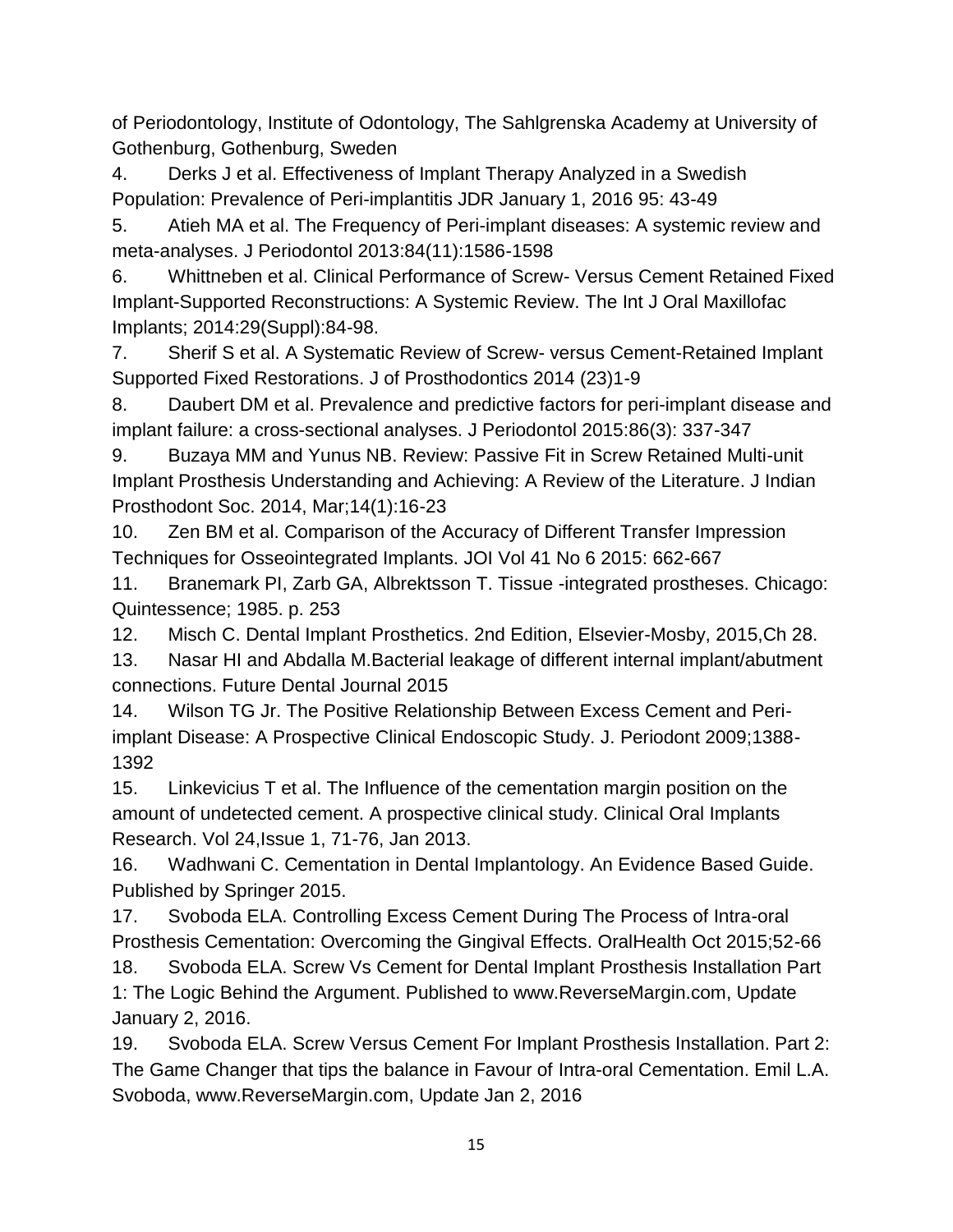of Periodontology, Institute of Odontology, The Sahlgrenska Academy at University of Gothenburg, Gothenburg, Sweden

4. Derks J et al. Effectiveness of Implant Therapy Analyzed in a Swedish Population: Prevalence of Peri-implantitis JDR January 1, 2016 95: 43-49
5. Atieh MA et al. The Frequency of Peri-implant diseases: A systemic review and meta-analyses. J Periodontol 2013:84(11):1586-1598
6. Whittneben et al. Clinical Performance of Screw- Versus Cement Retained Fixed Implant-Supported Reconstructions: A Systemic Review. The Int J Oral Maxillofac Implants; 2014:29(Suppl):84-98.
7. Sherif S et al. A Systematic Review of Screw- versus Cement-Retained Implant Supported Fixed Restorations. J of Prosthodontics 2014 (23)1-9
8. Daubert DM et al. Prevalence and predictive factors for peri-implant disease and implant failure: a cross-sectional analyses. J Periodontol 2015:86(3): 337-347
9. Buzaya MM and Yunus NB. Review: Passive Fit in Screw Retained Multi-unit Implant Prosthesis Understanding and Achieving: A Review of the Literature. J Indian Prosthodont Soc. 2014, Mar;14(1):16-23
10. Zen BM et al. Comparison of the Accuracy of Different Transfer Impression Techniques for Osseointegrated Implants. JOI Vol 41 No 6 2015: 662-667
11. Branemark PI, Zarb GA, Albrektsson T. Tissue -integrated prostheses. Chicago: Quintessence; 1985. p. 253
12. Misch C. Dental Implant Prosthetics. 2nd Edition, Elsevier-Mosby, 2015,Ch 28.
13. Nasar HI and Abdalla M.Bacterial leakage of different internal implant/abutment connections. Future Dental Journal 2015
14. Wilson TG Jr. The Positive Relationship Between Excess Cement and Peri-implant Disease: A Prospective Clinical Endoscopic Study. J. Periodont 2009;1388-1392
15. Linkevicius T et al. The Influence of the cementation margin position on the amount of undetected cement. A prospective clinical study. Clinical Oral Implants Research. Vol 24,Issue 1, 71-76, Jan 2013.
16. Wadhwani C. Cementation in Dental Implantology. An Evidence Based Guide. Published by Springer 2015.
17. Svoboda ELA. Controlling Excess Cement During The Process of Intra-oral Prosthesis Cementation: Overcoming the Gingival Effects. OralHealth Oct 2015;52-66
18. Svoboda ELA. Screw Vs Cement for Dental Implant Prosthesis Installation Part 1: The Logic Behind the Argument. Published to www.ReverseMargin.com, Update January 2, 2016.
19. Svoboda ELA. Screw Versus Cement For Implant Prosthesis Installation. Part 2: The Game Changer that tips the balance in Favour of Intra-oral Cementation. Emil L.A. Svoboda, www.ReverseMargin.com, Update Jan 2, 2016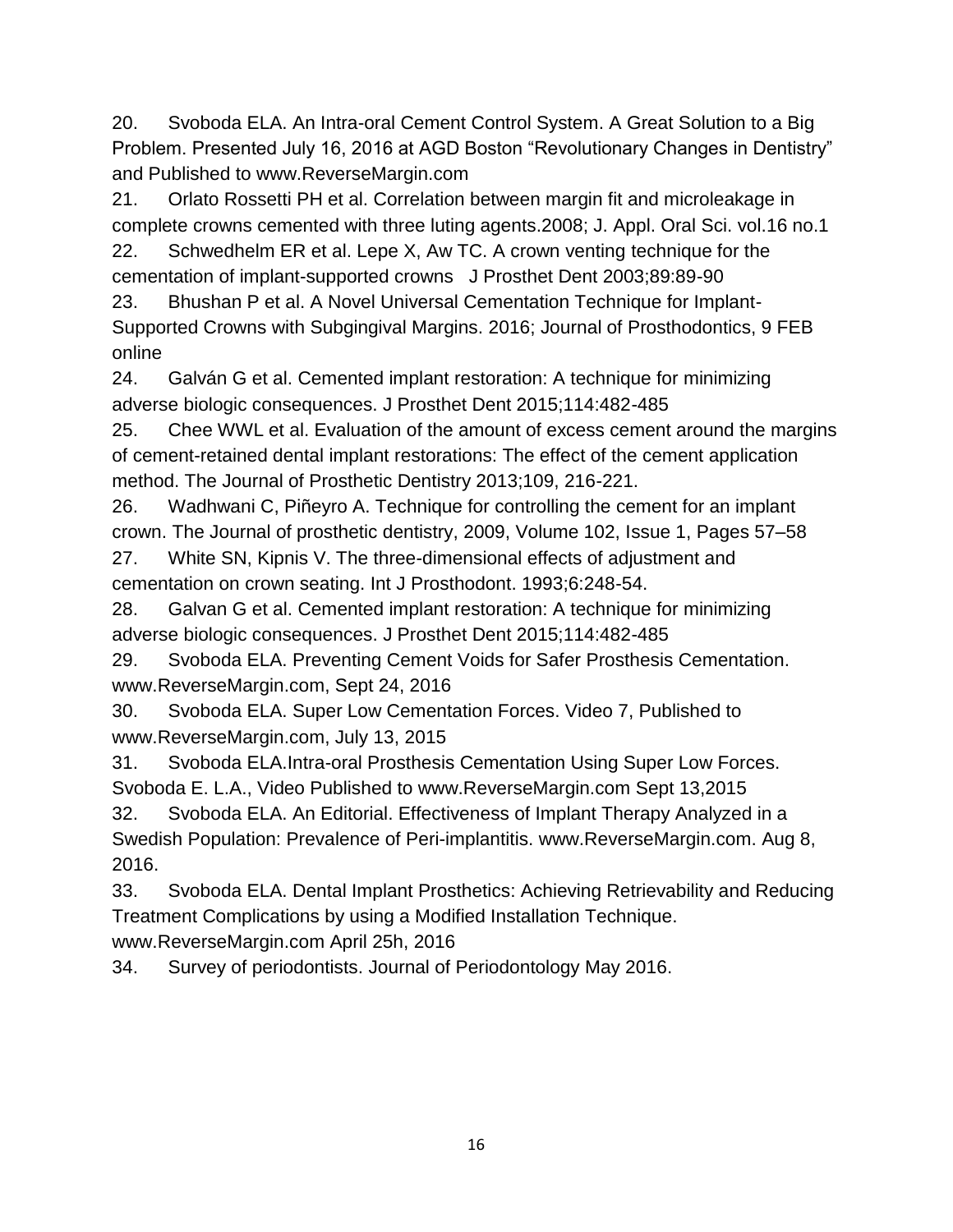20. Svoboda ELA. An Intra-oral Cement Control System. A Great Solution to a Big Problem. Presented July 16, 2016 at AGD Boston "Revolutionary Changes in Dentistry" and Published to www.ReverseMargin.com

21. Orlato Rossetti PH et al. Correlation between margin fit and microleakage in complete crowns cemented with three luting agents.2008; J. Appl. Oral Sci. vol.16 no.1

22. Schwedhelm ER et al. Lepe X, Aw TC. A crown venting technique for the cementation of implant-supported crowns J Prosthet Dent 2003;89:89-90

23. Bhushan P et al. A Novel Universal Cementation Technique for Implant-Supported Crowns with Subgingival Margins. 2016; Journal of Prosthodontics, 9 FEB online

24. Galván G et al. Cemented implant restoration: A technique for minimizing adverse biologic consequences. J Prosthet Dent 2015;114:482-485

25. Chee WWL et al. Evaluation of the amount of excess cement around the margins of cement-retained dental implant restorations: The effect of the cement application method. The Journal of Prosthetic Dentistry 2013;109, 216-221.

26. Wadhwani C, Piñeyro A. Technique for controlling the cement for an implant crown. The Journal of prosthetic dentistry, 2009, Volume 102, Issue 1, Pages 57–58

27. White SN, Kipnis V. The three-dimensional effects of adjustment and cementation on crown seating. Int J Prosthodont. 1993;6:248-54.

28. Galvan G et al. Cemented implant restoration: A technique for minimizing adverse biologic consequences. J Prosthet Dent 2015;114:482-485

29. Svoboda ELA. Preventing Cement Voids for Safer Prosthesis Cementation. www.ReverseMargin.com, Sept 24, 2016

30. Svoboda ELA. Super Low Cementation Forces. Video 7, Published to www.ReverseMargin.com, July 13, 2015

31. Svoboda ELA.Intra-oral Prosthesis Cementation Using Super Low Forces. Svoboda E. L.A., Video Published to www.ReverseMargin.com Sept 13,2015

32. Svoboda ELA. An Editorial. Effectiveness of Implant Therapy Analyzed in a Swedish Population: Prevalence of Peri-implantitis. www.ReverseMargin.com. Aug 8, 2016.

33. Svoboda ELA. Dental Implant Prosthetics: Achieving Retrievability and Reducing Treatment Complications by using a Modified Installation Technique. www.ReverseMargin.com April 25h, 2016

34. Survey of periodontists. Journal of Periodontology May 2016.